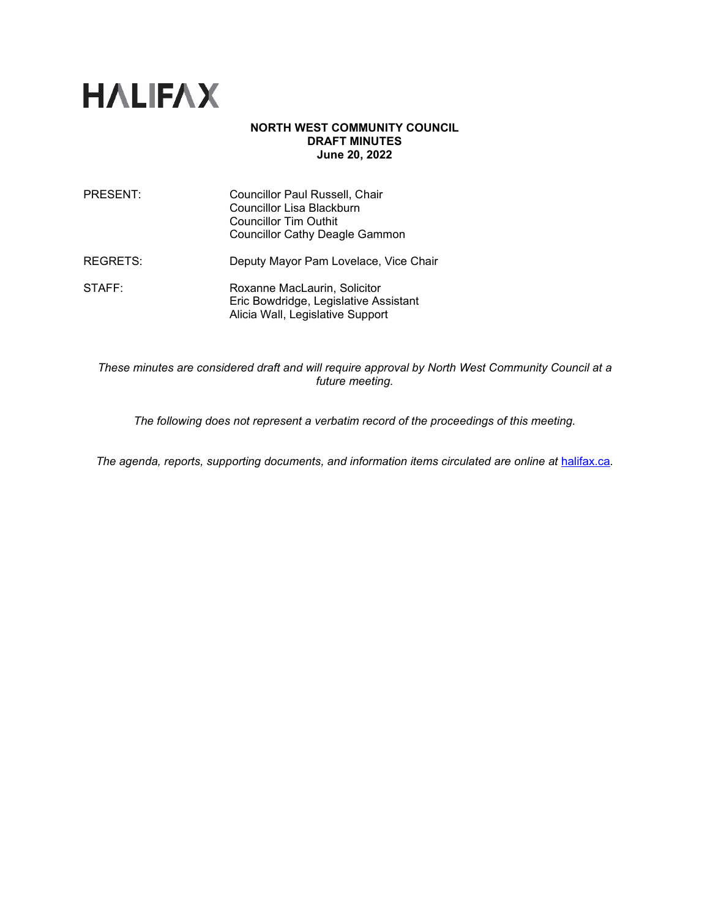# HALIFAX

**NORTH WEST COMMUNITY COUNCIL**
**DRAFT MINUTES**
**June 20, 2022**

| | |
|---|---|
| PRESENT: | Councillor Paul Russell, Chair<br>Councillor Lisa Blackburn<br>Councillor Tim Outhit<br>Councillor Cathy Deagle Gammon |
| REGRETS: | Deputy Mayor Pam Lovelace, Vice Chair |
| STAFF: | Roxanne MacLaurin, Solicitor<br>Eric Bowdridge, Legislative Assistant<br>Alicia Wall, Legislative Support |

*These minutes are considered draft and will require approval by North West Community Council at a future meeting.*

*The following does not represent a verbatim record of the proceedings of this meeting.*

*The agenda, reports, supporting documents, and information items circulated are online at [halifax.ca](halifax.ca).*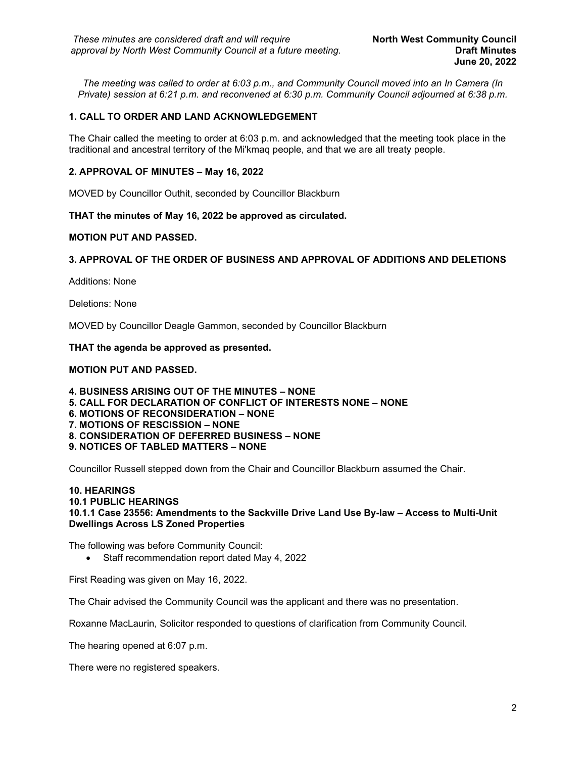*These minutes are considered draft and will require approval by North West Community Council at a future meeting.*

**North West Community Council**
**Draft Minutes**
**June 20, 2022**

*The meeting was called to order at 6:03 p.m., and Community Council moved into an In Camera (In Private) session at 6:21 p.m. and reconvened at 6:30 p.m. Community Council adjourned at 6:38 p.m.*

### 1. CALL TO ORDER AND LAND ACKNOWLEDGEMENT

The Chair called the meeting to order at 6:03 p.m. and acknowledged that the meeting took place in the traditional and ancestral territory of the Mi'kmaq people, and that we are all treaty people.

### 2. APPROVAL OF MINUTES – May 16, 2022

MOVED by Councillor Outhit, seconded by Councillor Blackburn

**THAT the minutes of May 16, 2022 be approved as circulated.**

**MOTION PUT AND PASSED.**

### 3. APPROVAL OF THE ORDER OF BUSINESS AND APPROVAL OF ADDITIONS AND DELETIONS

Additions: None

Deletions: None

MOVED by Councillor Deagle Gammon, seconded by Councillor Blackburn

**THAT the agenda be approved as presented.**

**MOTION PUT AND PASSED.**

**4. BUSINESS ARISING OUT OF THE MINUTES – NONE**
**5. CALL FOR DECLARATION OF CONFLICT OF INTERESTS NONE – NONE**
**6. MOTIONS OF RECONSIDERATION – NONE**
**7. MOTIONS OF RESCISSION – NONE**
**8. CONSIDERATION OF DEFERRED BUSINESS – NONE**
**9. NOTICES OF TABLED MATTERS – NONE**

Councillor Russell stepped down from the Chair and Councillor Blackburn assumed the Chair.

### 10. HEARINGS
### 10.1 PUBLIC HEARINGS
### 10.1.1 Case 23556: Amendments to the Sackville Drive Land Use By-law – Access to Multi-Unit Dwellings Across LS Zoned Properties

The following was before Community Council:

- Staff recommendation report dated May 4, 2022

First Reading was given on May 16, 2022.

The Chair advised the Community Council was the applicant and there was no presentation.

Roxanne MacLaurin, Solicitor responded to questions of clarification from Community Council.

The hearing opened at 6:07 p.m.

There were no registered speakers.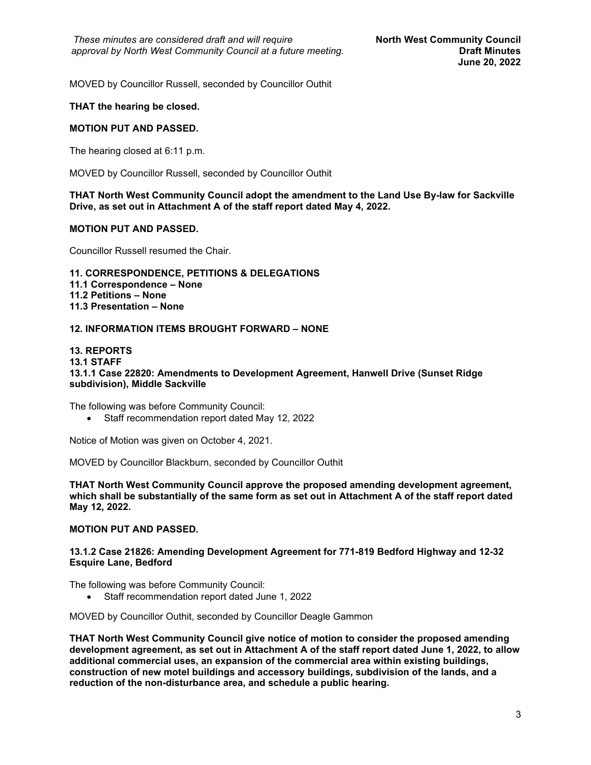MOVED by Councillor Russell, seconded by Councillor Outhit

**THAT the hearing be closed.**

**MOTION PUT AND PASSED.**

The hearing closed at 6:11 p.m.

MOVED by Councillor Russell, seconded by Councillor Outhit

**THAT North West Community Council adopt the amendment to the Land Use By-law for Sackville Drive, as set out in Attachment A of the staff report dated May 4, 2022.**

**MOTION PUT AND PASSED.**

Councillor Russell resumed the Chair.

**11. CORRESPONDENCE, PETITIONS & DELEGATIONS**
**11.1 Correspondence – None**
**11.2 Petitions – None**
**11.3 Presentation – None**

**12. INFORMATION ITEMS BROUGHT FORWARD – NONE**

**13. REPORTS**
**13.1 STAFF**
**13.1.1 Case 22820: Amendments to Development Agreement, Hanwell Drive (Sunset Ridge subdivision), Middle Sackville**

The following was before Community Council:

- Staff recommendation report dated May 12, 2022

Notice of Motion was given on October 4, 2021.

MOVED by Councillor Blackburn, seconded by Councillor Outhit

**THAT North West Community Council approve the proposed amending development agreement, which shall be substantially of the same form as set out in Attachment A of the staff report dated May 12, 2022.**

**MOTION PUT AND PASSED.**

**13.1.2 Case 21826: Amending Development Agreement for 771-819 Bedford Highway and 12-32 Esquire Lane, Bedford**

The following was before Community Council:

- Staff recommendation report dated June 1, 2022

MOVED by Councillor Outhit, seconded by Councillor Deagle Gammon

**THAT North West Community Council give notice of motion to consider the proposed amending development agreement, as set out in Attachment A of the staff report dated June 1, 2022, to allow additional commercial uses, an expansion of the commercial area within existing buildings, construction of new motel buildings and accessory buildings, subdivision of the lands, and a reduction of the non-disturbance area, and schedule a public hearing.**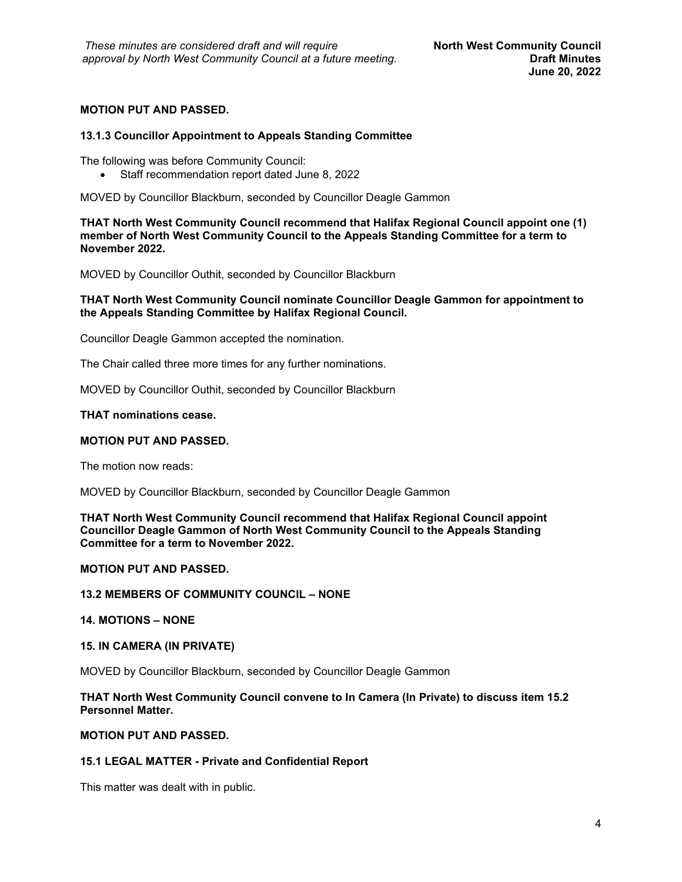**MOTION PUT AND PASSED.**

**13.1.3 Councillor Appointment to Appeals Standing Committee**

The following was before Community Council:

- Staff recommendation report dated June 8, 2022

MOVED by Councillor Blackburn, seconded by Councillor Deagle Gammon

**THAT North West Community Council recommend that Halifax Regional Council appoint one (1) member of North West Community Council to the Appeals Standing Committee for a term to November 2022.**

MOVED by Councillor Outhit, seconded by Councillor Blackburn

**THAT North West Community Council nominate Councillor Deagle Gammon for appointment to the Appeals Standing Committee by Halifax Regional Council.**

Councillor Deagle Gammon accepted the nomination.

The Chair called three more times for any further nominations.

MOVED by Councillor Outhit, seconded by Councillor Blackburn

**THAT nominations cease.**

**MOTION PUT AND PASSED.**

The motion now reads:

MOVED by Councillor Blackburn, seconded by Councillor Deagle Gammon

**THAT North West Community Council recommend that Halifax Regional Council appoint Councillor Deagle Gammon of North West Community Council to the Appeals Standing Committee for a term to November 2022.**

**MOTION PUT AND PASSED.**

**13.2 MEMBERS OF COMMUNITY COUNCIL – NONE**

**14. MOTIONS – NONE**

**15. IN CAMERA (IN PRIVATE)**

MOVED by Councillor Blackburn, seconded by Councillor Deagle Gammon

**THAT North West Community Council convene to In Camera (In Private) to discuss item 15.2 Personnel Matter.**

**MOTION PUT AND PASSED.**

**15.1 LEGAL MATTER - Private and Confidential Report**

This matter was dealt with in public.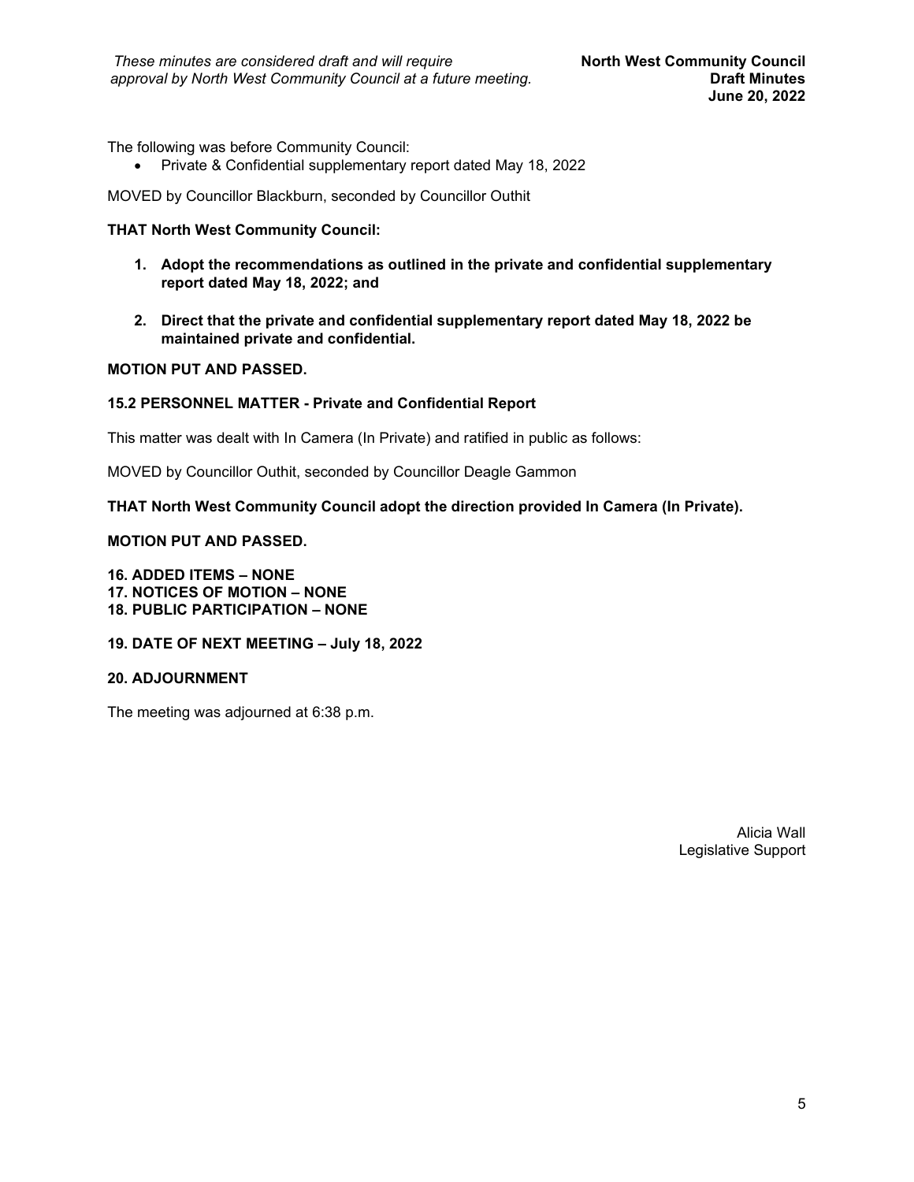The following was before Community Council:

- Private & Confidential supplementary report dated May 18, 2022

MOVED by Councillor Blackburn, seconded by Councillor Outhit

**THAT North West Community Council:**

1. **Adopt the recommendations as outlined in the private and confidential supplementary report dated May 18, 2022; and**
2. **Direct that the private and confidential supplementary report dated May 18, 2022 be maintained private and confidential.**

**MOTION PUT AND PASSED.**

**15.2 PERSONNEL MATTER - Private and Confidential Report**

This matter was dealt with In Camera (In Private) and ratified in public as follows:

MOVED by Councillor Outhit, seconded by Councillor Deagle Gammon

**THAT North West Community Council adopt the direction provided In Camera (In Private).**

**MOTION PUT AND PASSED.**

**16. ADDED ITEMS – NONE**
**17. NOTICES OF MOTION – NONE**
**18. PUBLIC PARTICIPATION – NONE**

**19. DATE OF NEXT MEETING – July 18, 2022**

**20. ADJOURNMENT**

The meeting was adjourned at 6:38 p.m.

Alicia Wall
Legislative Support